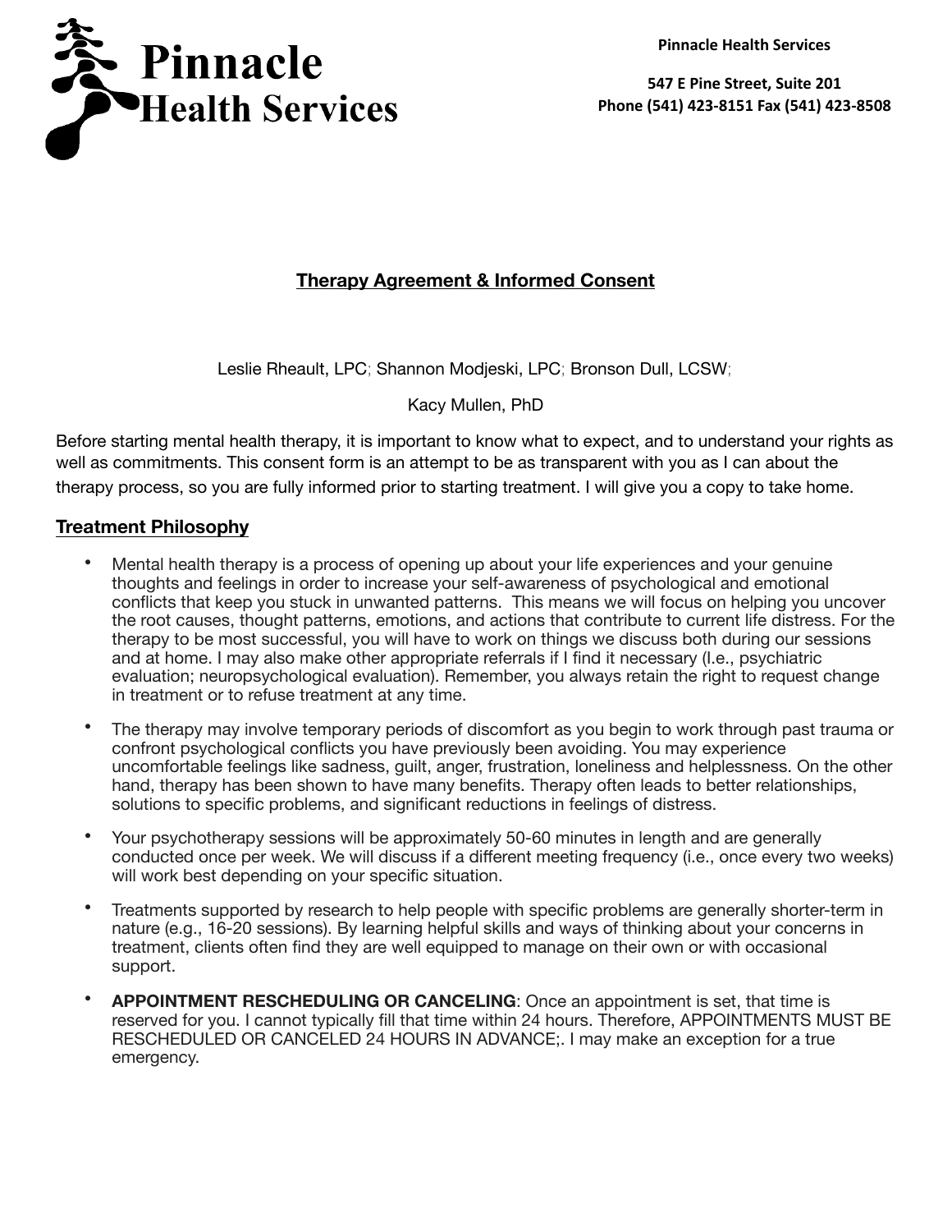# Pinnacle Health Services

**Pinnacle Health Services**

**547 E Pine Street, Suite 201**
**Phone (541) 423-8151 Fax (541) 423-8508**

## Therapy Agreement & Informed Consent

Leslie Rheault, LPC; Shannon Modjeski, LPC; Bronson Dull, LCSW;

Kacy Mullen, PhD

Before starting mental health therapy, it is important to know what to expect, and to understand your rights as well as commitments. This consent form is an attempt to be as transparent with you as I can about the therapy process, so you are fully informed prior to starting treatment. I will give you a copy to take home.

### Treatment Philosophy

- Mental health therapy is a process of opening up about your life experiences and your genuine thoughts and feelings in order to increase your self-awareness of psychological and emotional conflicts that keep you stuck in unwanted patterns. This means we will focus on helping you uncover the root causes, thought patterns, emotions, and actions that contribute to current life distress. For the therapy to be most successful, you will have to work on things we discuss both during our sessions and at home. I may also make other appropriate referrals if I find it necessary (I.e., psychiatric evaluation; neuropsychological evaluation). Remember, you always retain the right to request change in treatment or to refuse treatment at any time.
- The therapy may involve temporary periods of discomfort as you begin to work through past trauma or confront psychological conflicts you have previously been avoiding. You may experience uncomfortable feelings like sadness, guilt, anger, frustration, loneliness and helplessness. On the other hand, therapy has been shown to have many benefits. Therapy often leads to better relationships, solutions to specific problems, and significant reductions in feelings of distress.
- Your psychotherapy sessions will be approximately 50-60 minutes in length and are generally conducted once per week. We will discuss if a different meeting frequency (i.e., once every two weeks) will work best depending on your specific situation.
- Treatments supported by research to help people with specific problems are generally shorter-term in nature (e.g., 16-20 sessions). By learning helpful skills and ways of thinking about your concerns in treatment, clients often find they are well equipped to manage on their own or with occasional support.
- **APPOINTMENT RESCHEDULING OR CANCELING**: Once an appointment is set, that time is reserved for you. I cannot typically fill that time within 24 hours. Therefore, APPOINTMENTS MUST BE RESCHEDULED OR CANCELED 24 HOURS IN ADVANCE;. I may make an exception for a true emergency.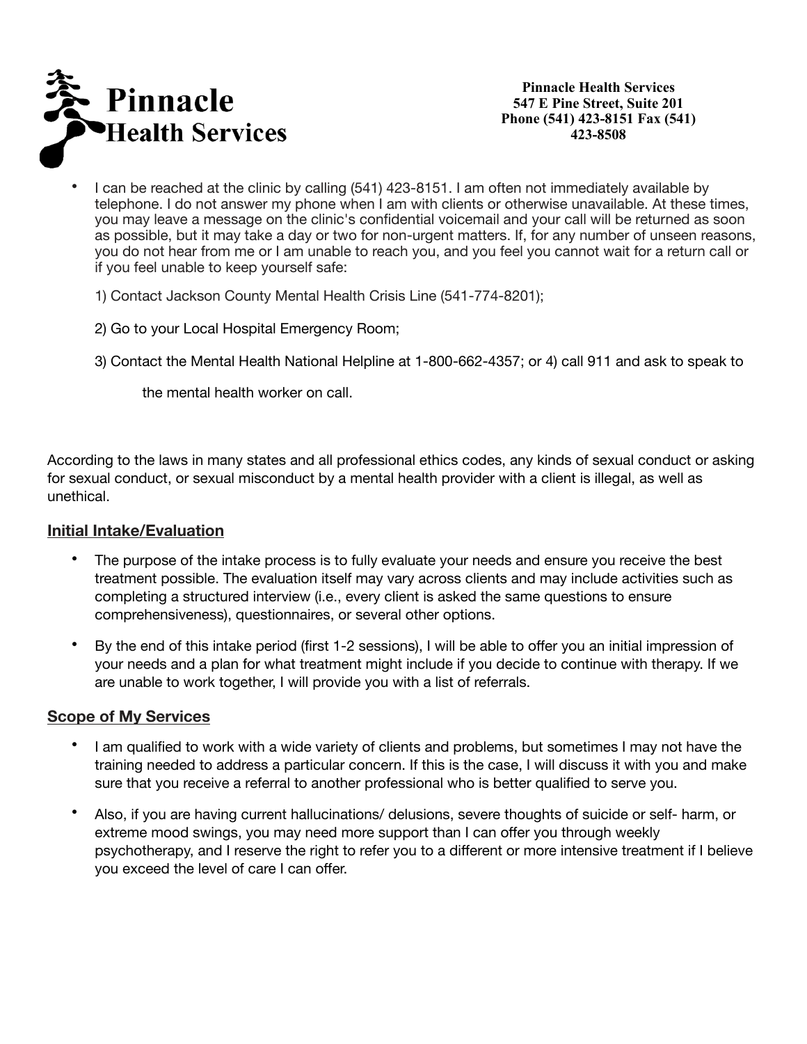- I can be reached at the clinic by calling (541) 423-8151. I am often not immediately available by telephone. I do not answer my phone when I am with clients or otherwise unavailable. At these times, you may leave a message on the clinic's confidential voicemail and your call will be returned as soon as possible, but it may take a day or two for non-urgent matters. If, for any number of unseen reasons, you do not hear from me or I am unable to reach you, and you feel you cannot wait for a return call or if you feel unable to keep yourself safe:

  1) Contact Jackson County Mental Health Crisis Line (541-774-8201);

  2) Go to your Local Hospital Emergency Room;

  3) Contact the Mental Health National Helpline at 1-800-662-4357; or 4) call 911 and ask to speak to the mental health worker on call.

According to the laws in many states and all professional ethics codes, any kinds of sexual conduct or asking for sexual conduct, or sexual misconduct by a mental health provider with a client is illegal, as well as unethical.

## Initial Intake/Evaluation

- The purpose of the intake process is to fully evaluate your needs and ensure you receive the best treatment possible. The evaluation itself may vary across clients and may include activities such as completing a structured interview (i.e., every client is asked the same questions to ensure comprehensiveness), questionnaires, or several other options.
- By the end of this intake period (first 1-2 sessions), I will be able to offer you an initial impression of your needs and a plan for what treatment might include if you decide to continue with therapy. If we are unable to work together, I will provide you with a list of referrals.

## Scope of My Services

- I am qualified to work with a wide variety of clients and problems, but sometimes I may not have the training needed to address a particular concern. If this is the case, I will discuss it with you and make sure that you receive a referral to another professional who is better qualified to serve you.
- Also, if you are having current hallucinations/ delusions, severe thoughts of suicide or self- harm, or extreme mood swings, you may need more support than I can offer you through weekly psychotherapy, and I reserve the right to refer you to a different or more intensive treatment if I believe you exceed the level of care I can offer.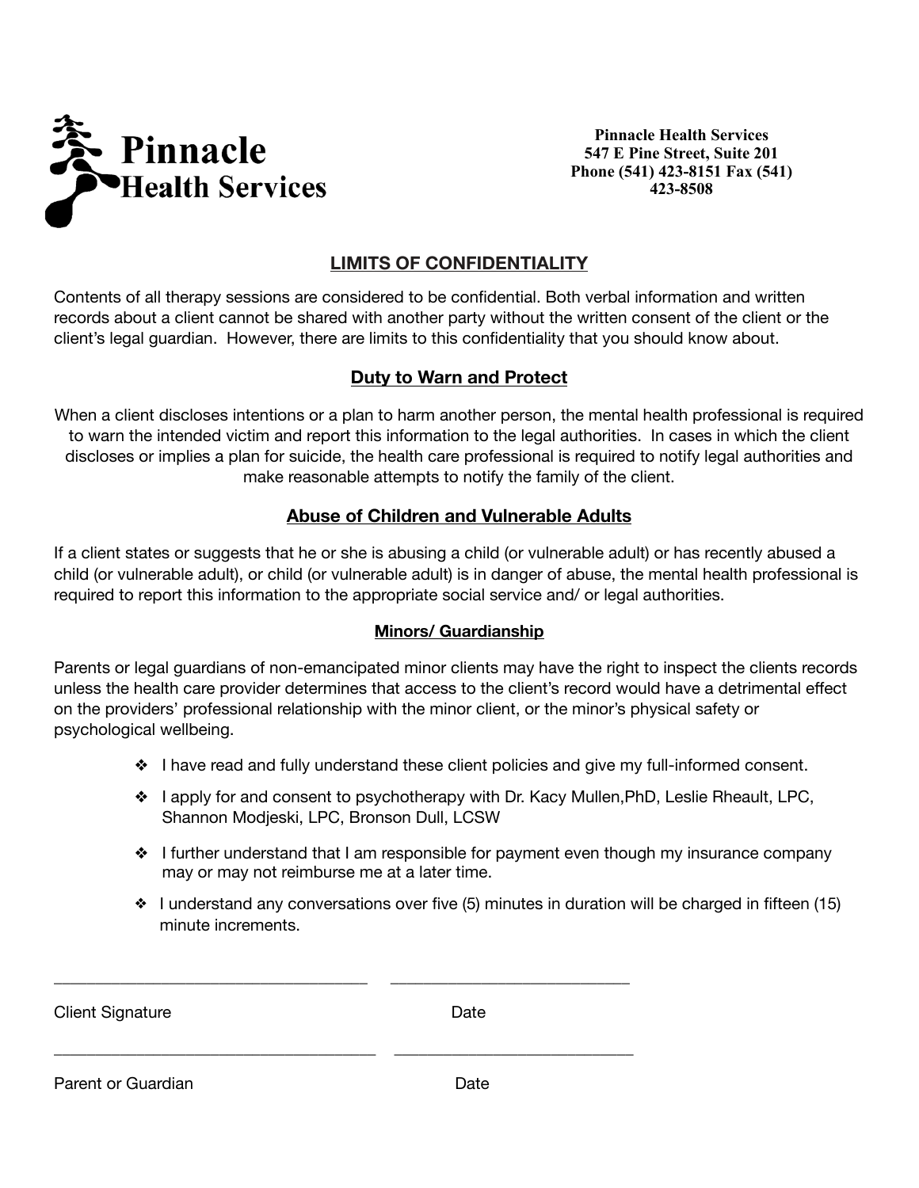**Pinnacle Health Services**

Pinnacle Health Services
547 E Pine Street, Suite 201
Phone (541) 423-8151 Fax (541) 423-8508

## LIMITS OF CONFIDENTIALITY

Contents of all therapy sessions are considered to be confidential. Both verbal information and written records about a client cannot be shared with another party without the written consent of the client or the client's legal guardian. However, there are limits to this confidentiality that you should know about.

### Duty to Warn and Protect

When a client discloses intentions or a plan to harm another person, the mental health professional is required to warn the intended victim and report this information to the legal authorities. In cases in which the client discloses or implies a plan for suicide, the health care professional is required to notify legal authorities and make reasonable attempts to notify the family of the client.

### Abuse of Children and Vulnerable Adults

If a client states or suggests that he or she is abusing a child (or vulnerable adult) or has recently abused a child (or vulnerable adult), or child (or vulnerable adult) is in danger of abuse, the mental health professional is required to report this information to the appropriate social service and/ or legal authorities.

### Minors/ Guardianship

Parents or legal guardians of non-emancipated minor clients may have the right to inspect the clients records unless the health care provider determines that access to the client's record would have a detrimental effect on the providers' professional relationship with the minor client, or the minor's physical safety or psychological wellbeing.

- I have read and fully understand these client policies and give my full-informed consent.
- I apply for and consent to psychotherapy with Dr. Kacy Mullen,PhD, Leslie Rheault, LPC, Shannon Modjeski, LPC, Bronson Dull, LCSW
- I further understand that I am responsible for payment even though my insurance company may or may not reimburse me at a later time.
- I understand any conversations over five (5) minutes in duration will be charged in fifteen (15) minute increments.

\_\_\_\_\_\_\_\_\_\_\_\_\_\_\_\_\_\_\_\_\_\_\_\_\_\_\_\_\_\_\_\_\_\_\_\_ \_\_\_\_\_\_\_\_\_\_\_\_\_\_\_\_\_\_\_\_\_\_\_\_\_\_\_\_

Client Signature Date

\_\_\_\_\_\_\_\_\_\_\_\_\_\_\_\_\_\_\_\_\_\_\_\_\_\_\_\_\_\_\_\_\_\_\_\_ \_\_\_\_\_\_\_\_\_\_\_\_\_\_\_\_\_\_\_\_\_\_\_\_\_\_\_\_

Parent or Guardian Date